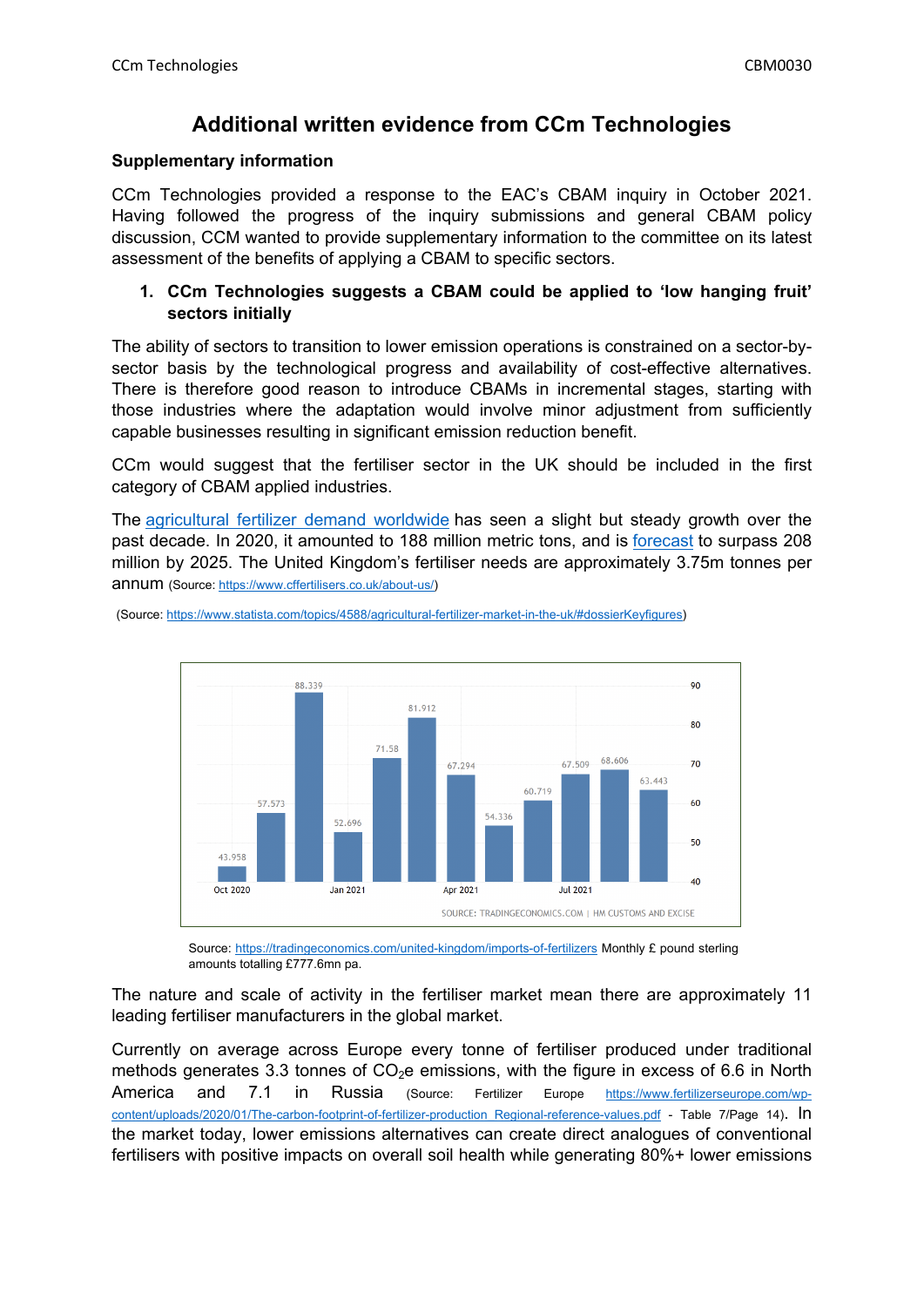# Additional written evidence from CCm Technologies

## Supplementary information

CCm Technologies provided a response to the EAC's CBAM inquiry in October 2021. Having followed the progress of the inquiry submissions and general CBAM policy discussion, CCM wanted to provide supplementary information to the committee on its latest assessment of the benefits of applying a CBAM to specific sectors.

### 1. CCm Technologies suggests a CBAM could be applied to 'low hanging fruit' sectors initially

The ability of sectors to transition to lower emission operations is constrained on a sector-by-sector basis by the technological progress and availability of cost-effective alternatives. There is therefore good reason to introduce CBAMs in incremental stages, starting with those industries where the adaptation would involve minor adjustment from sufficiently capable businesses resulting in significant emission reduction benefit.

CCm would suggest that the fertiliser sector in the UK should be included in the first category of CBAM applied industries.

The agricultural fertilizer demand worldwide has seen a slight but steady growth over the past decade. In 2020, it amounted to 188 million metric tons, and is forecast to surpass 208 million by 2025. The United Kingdom's fertiliser needs are approximately 3.75m tonnes per annum (Source: https://www.cffertilisers.co.uk/about-us/)

(Source: https://www.statista.com/topics/4588/agricultural-fertilizer-market-in-the-uk/#dossierKeyfigures)

Source: https://tradingeconomics.com/united-kingdom/imports-of-fertilizers Monthly £ pound sterling amounts totalling £777.6mn pa.

The nature and scale of activity in the fertiliser market mean there are approximately 11 leading fertiliser manufacturers in the global market.

Currently on average across Europe every tonne of fertiliser produced under traditional methods generates 3.3 tonnes of $CO_2e$ emissions, with the figure in excess of 6.6 in North America and 7.1 in Russia (Source: Fertilizer Europe https://www.fertilizerseurope.com/wp-content/uploads/2020/01/The-carbon-footprint-of-fertilizer-production_Regional-reference-values.pdf - Table 7/Page 14). In the market today, lower emissions alternatives can create direct analogues of conventional fertilisers with positive impacts on overall soil health while generating 80%+ lower emissions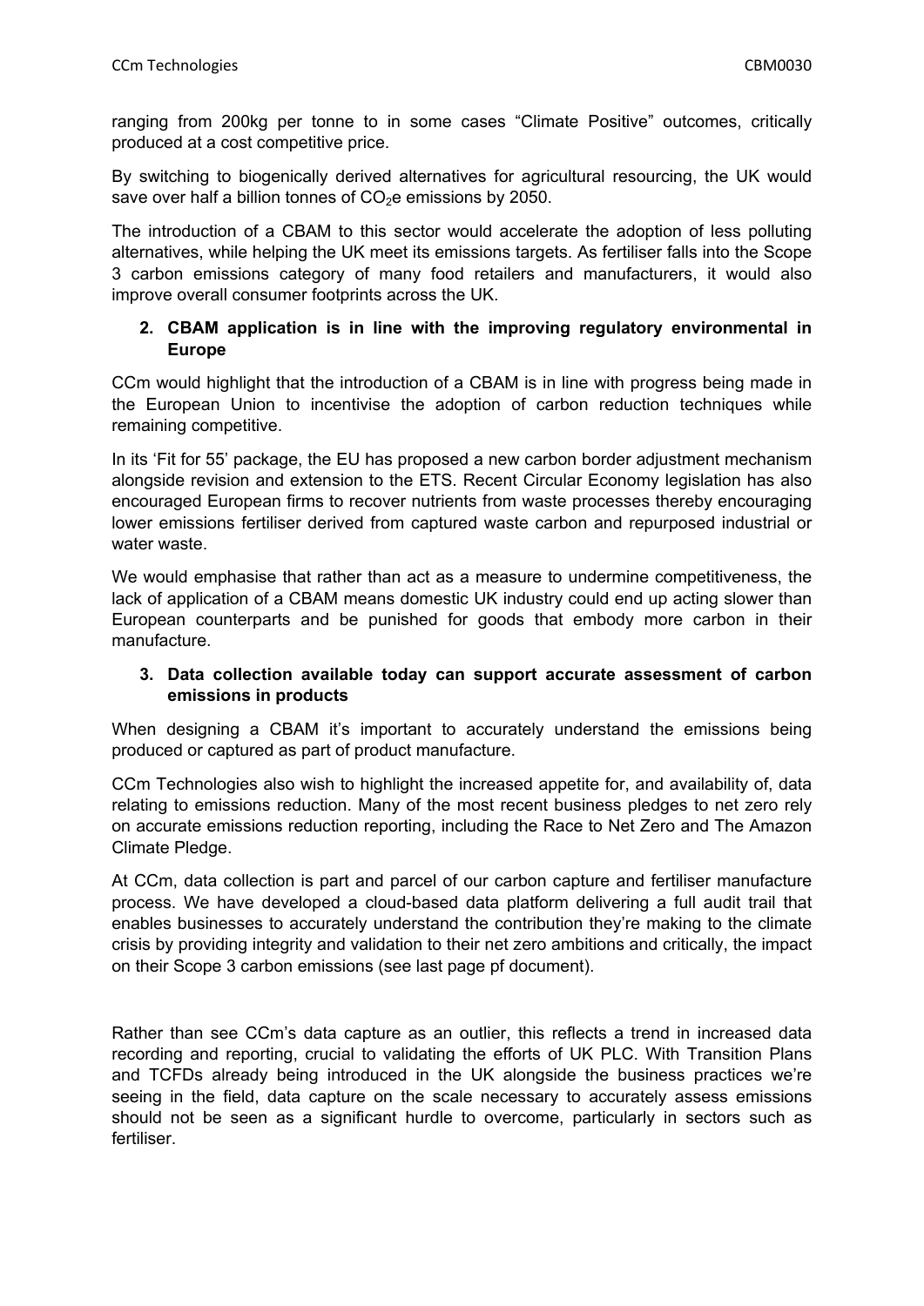ranging from 200kg per tonne to in some cases "Climate Positive" outcomes, critically produced at a cost competitive price.

By switching to biogenically derived alternatives for agricultural resourcing, the UK would save over half a billion tonnes of $CO_2$e emissions by 2050.

The introduction of a CBAM to this sector would accelerate the adoption of less polluting alternatives, while helping the UK meet its emissions targets. As fertiliser falls into the Scope 3 carbon emissions category of many food retailers and manufacturers, it would also improve overall consumer footprints across the UK.

**2. CBAM application is in line with the improving regulatory environmental in Europe**

CCm would highlight that the introduction of a CBAM is in line with progress being made in the European Union to incentivise the adoption of carbon reduction techniques while remaining competitive.

In its 'Fit for 55' package, the EU has proposed a new carbon border adjustment mechanism alongside revision and extension to the ETS. Recent Circular Economy legislation has also encouraged European firms to recover nutrients from waste processes thereby encouraging lower emissions fertiliser derived from captured waste carbon and repurposed industrial or water waste.

We would emphasise that rather than act as a measure to undermine competitiveness, the lack of application of a CBAM means domestic UK industry could end up acting slower than European counterparts and be punished for goods that embody more carbon in their manufacture.

**3. Data collection available today can support accurate assessment of carbon emissions in products**

When designing a CBAM it's important to accurately understand the emissions being produced or captured as part of product manufacture.

CCm Technologies also wish to highlight the increased appetite for, and availability of, data relating to emissions reduction. Many of the most recent business pledges to net zero rely on accurate emissions reduction reporting, including the Race to Net Zero and The Amazon Climate Pledge.

At CCm, data collection is part and parcel of our carbon capture and fertiliser manufacture process. We have developed a cloud-based data platform delivering a full audit trail that enables businesses to accurately understand the contribution they're making to the climate crisis by providing integrity and validation to their net zero ambitions and critically, the impact on their Scope 3 carbon emissions (see last page pf document).

Rather than see CCm's data capture as an outlier, this reflects a trend in increased data recording and reporting, crucial to validating the efforts of UK PLC. With Transition Plans and TCFDs already being introduced in the UK alongside the business practices we're seeing in the field, data capture on the scale necessary to accurately assess emissions should not be seen as a significant hurdle to overcome, particularly in sectors such as fertiliser.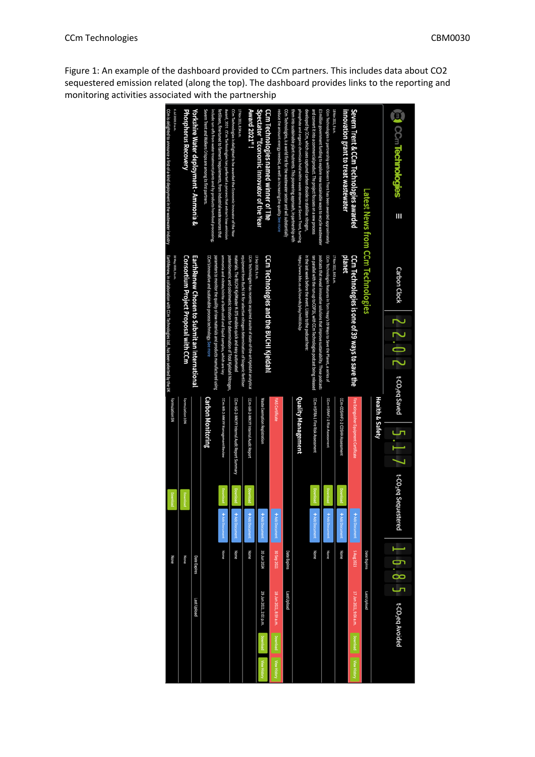Figure 1: An example of the dashboard provided to CCm partners. This includes data about CO2 sequestered emission related (along the top). The dashboard provides links to the reporting and monitoring activities associated with the partnership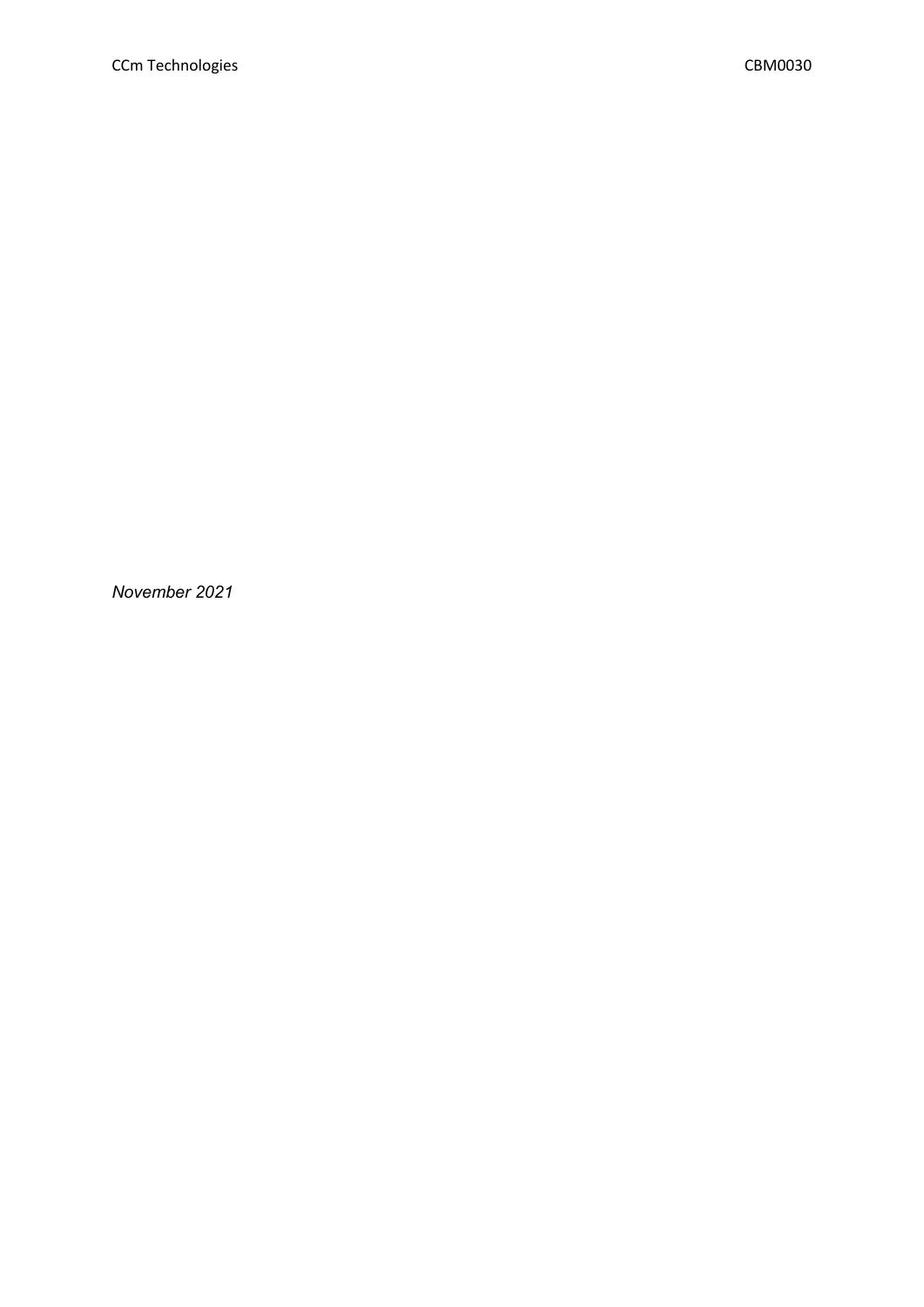*November 2021*